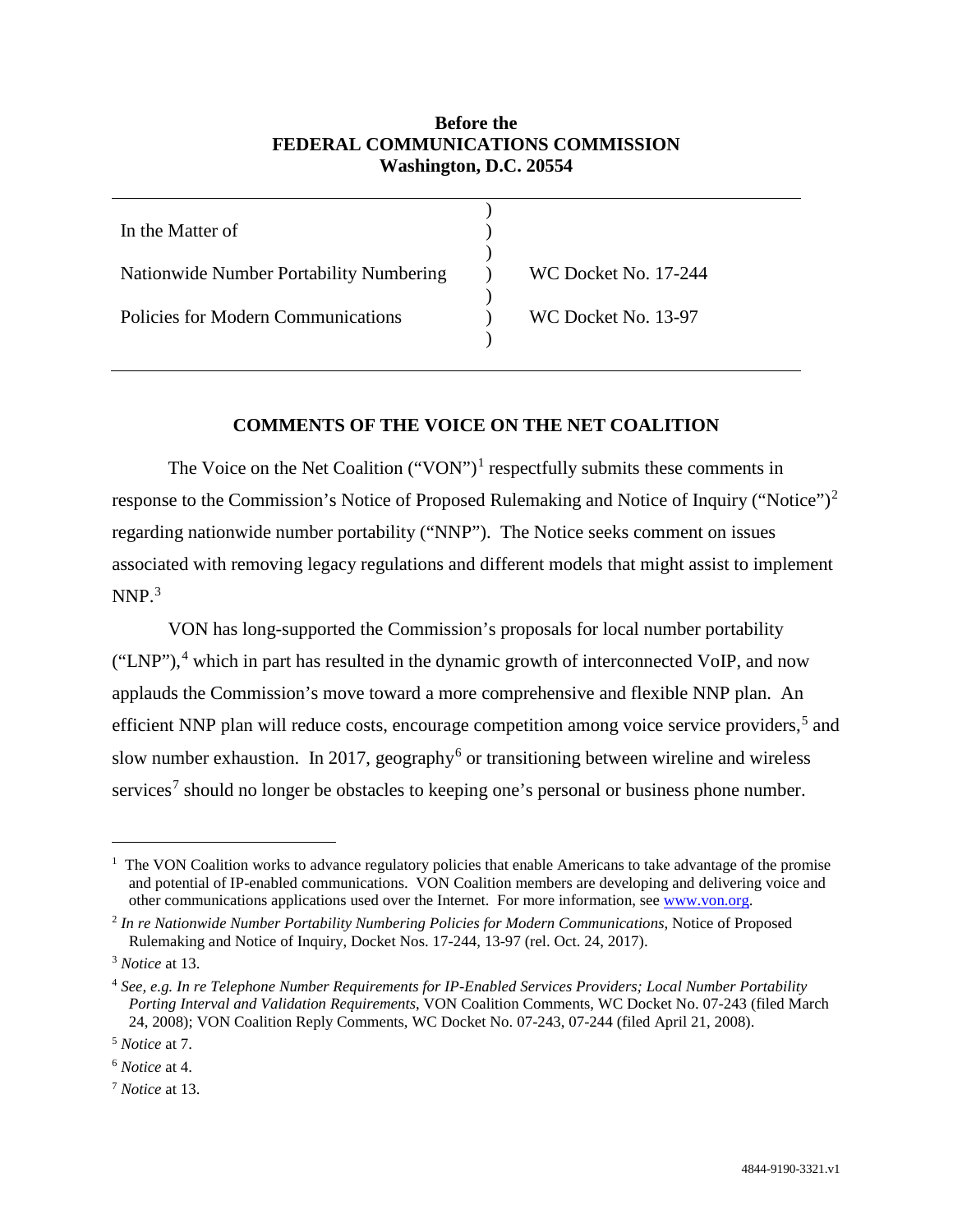**Before the**
**FEDERAL COMMUNICATIONS COMMISSION**
**Washington, D.C. 20554**

| | | |
|---|---|---|
| In the Matter of | ) | |
| Nationwide Number Portability Numbering | ) | WC Docket No. 17-244 |
| Policies for Modern Communications | ) | WC Docket No. 13-97 |

## COMMENTS OF THE VOICE ON THE NET COALITION

The Voice on the Net Coalition ("VON")[1] respectfully submits these comments in response to the Commission's Notice of Proposed Rulemaking and Notice of Inquiry ("Notice")[2] regarding nationwide number portability ("NNP"). The Notice seeks comment on issues associated with removing legacy regulations and different models that might assist to implement NNP.[3]

VON has long-supported the Commission's proposals for local number portability ("LNP"),[4] which in part has resulted in the dynamic growth of interconnected VoIP, and now applauds the Commission's move toward a more comprehensive and flexible NNP plan. An efficient NNP plan will reduce costs, encourage competition among voice service providers,[5] and slow number exhaustion. In 2017, geography[6] or transitioning between wireline and wireless services[7] should no longer be obstacles to keeping one's personal or business phone number.

---

[1] The VON Coalition works to advance regulatory policies that enable Americans to take advantage of the promise and potential of IP-enabled communications. VON Coalition members are developing and delivering voice and other communications applications used over the Internet. For more information, see www.von.org.

[2] *In re Nationwide Number Portability Numbering Policies for Modern Communications*, Notice of Proposed Rulemaking and Notice of Inquiry, Docket Nos. 17-244, 13-97 (rel. Oct. 24, 2017).

[3] *Notice* at 13.

[4] *See, e.g. In re Telephone Number Requirements for IP-Enabled Services Providers; Local Number Portability Porting Interval and Validation Requirements*, VON Coalition Comments, WC Docket No. 07-243 (filed March 24, 2008); VON Coalition Reply Comments, WC Docket No. 07-243, 07-244 (filed April 21, 2008).

[5] *Notice* at 7.

[6] *Notice* at 4.

[7] *Notice* at 13.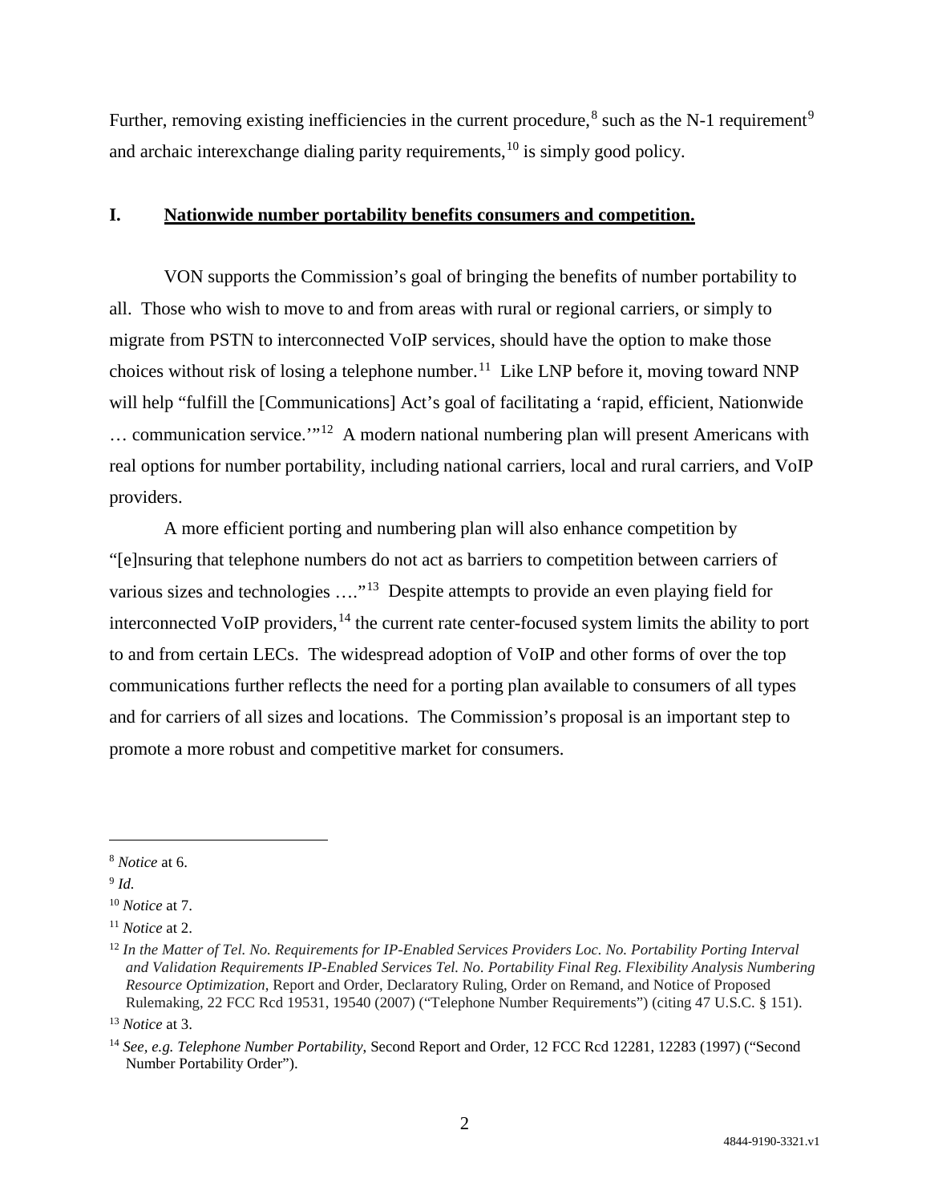Further, removing existing inefficiencies in the current procedure,[8] such as the N-1 requirement[9] and archaic interexchange dialing parity requirements,[10] is simply good policy.

## I. <u>Nationwide number portability benefits consumers and competition.</u>

VON supports the Commission's goal of bringing the benefits of number portability to all. Those who wish to move to and from areas with rural or regional carriers, or simply to migrate from PSTN to interconnected VoIP services, should have the option to make those choices without risk of losing a telephone number.[11] Like LNP before it, moving toward NNP will help "fulfill the [Communications] Act's goal of facilitating a 'rapid, efficient, Nationwide … communication service.'"[12] A modern national numbering plan will present Americans with real options for number portability, including national carriers, local and rural carriers, and VoIP providers.

A more efficient porting and numbering plan will also enhance competition by "[e]nsuring that telephone numbers do not act as barriers to competition between carriers of various sizes and technologies …."[13] Despite attempts to provide an even playing field for interconnected VoIP providers,[14] the current rate center-focused system limits the ability to port to and from certain LECs. The widespread adoption of VoIP and other forms of over the top communications further reflects the need for a porting plan available to consumers of all types and for carriers of all sizes and locations. The Commission's proposal is an important step to promote a more robust and competitive market for consumers.

---

[8] *Notice* at 6.

[9] *Id.*

[10] *Notice* at 7.

[11] *Notice* at 2.

[12] *In the Matter of Tel. No. Requirements for IP-Enabled Services Providers Loc. No. Portability Porting Interval and Validation Requirements IP-Enabled Services Tel. No. Portability Final Reg. Flexibility Analysis Numbering Resource Optimization*, Report and Order, Declaratory Ruling, Order on Remand, and Notice of Proposed Rulemaking, 22 FCC Rcd 19531, 19540 (2007) ("Telephone Number Requirements") (citing 47 U.S.C. § 151).

[13] *Notice* at 3.

[14] *See, e.g. Telephone Number Portability*, Second Report and Order, 12 FCC Rcd 12281, 12283 (1997) ("Second Number Portability Order").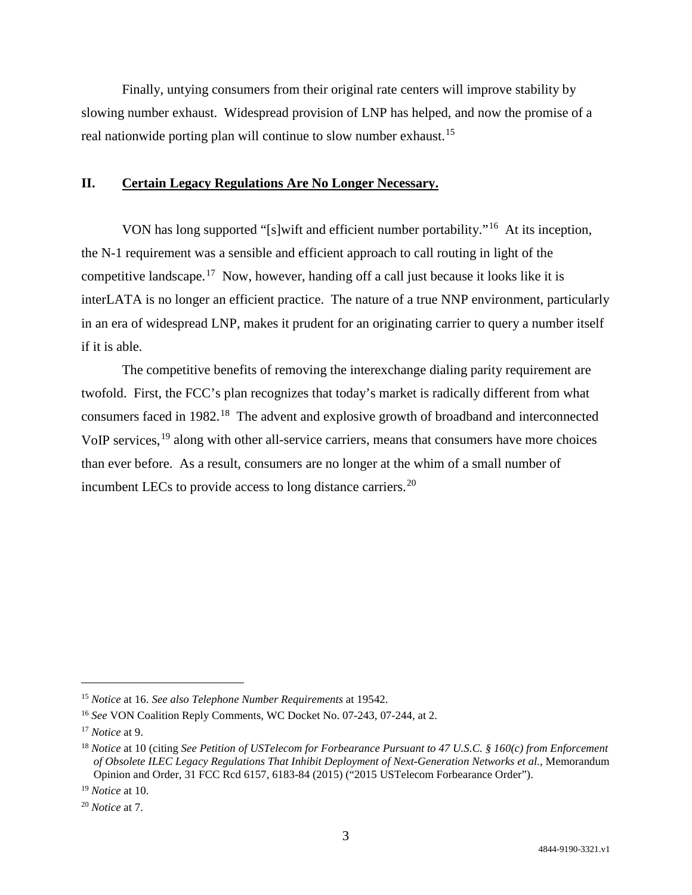Finally, untying consumers from their original rate centers will improve stability by slowing number exhaust. Widespread provision of LNP has helped, and now the promise of a real nationwide porting plan will continue to slow number exhaust.[15]

## II. Certain Legacy Regulations Are No Longer Necessary.

VON has long supported "[s]wift and efficient number portability."[16] At its inception, the N-1 requirement was a sensible and efficient approach to call routing in light of the competitive landscape.[17] Now, however, handing off a call just because it looks like it is interLATA is no longer an efficient practice. The nature of a true NNP environment, particularly in an era of widespread LNP, makes it prudent for an originating carrier to query a number itself if it is able.

The competitive benefits of removing the interexchange dialing parity requirement are twofold. First, the FCC's plan recognizes that today's market is radically different from what consumers faced in 1982.[18] The advent and explosive growth of broadband and interconnected VoIP services,[19] along with other all-service carriers, means that consumers have more choices than ever before. As a result, consumers are no longer at the whim of a small number of incumbent LECs to provide access to long distance carriers.[20]

---

[15] *Notice* at 16. *See also Telephone Number Requirements* at 19542.

[16] *See* VON Coalition Reply Comments, WC Docket No. 07-243, 07-244, at 2.

[17] *Notice* at 9.

[18] *Notice* at 10 (citing *See Petition of USTelecom for Forbearance Pursuant to 47 U.S.C. § 160(c) from Enforcement of Obsolete ILEC Legacy Regulations That Inhibit Deployment of Next-Generation Networks et al.*, Memorandum Opinion and Order, 31 FCC Rcd 6157, 6183-84 (2015) ("2015 USTelecom Forbearance Order").

[19] *Notice* at 10.

[20] *Notice* at 7.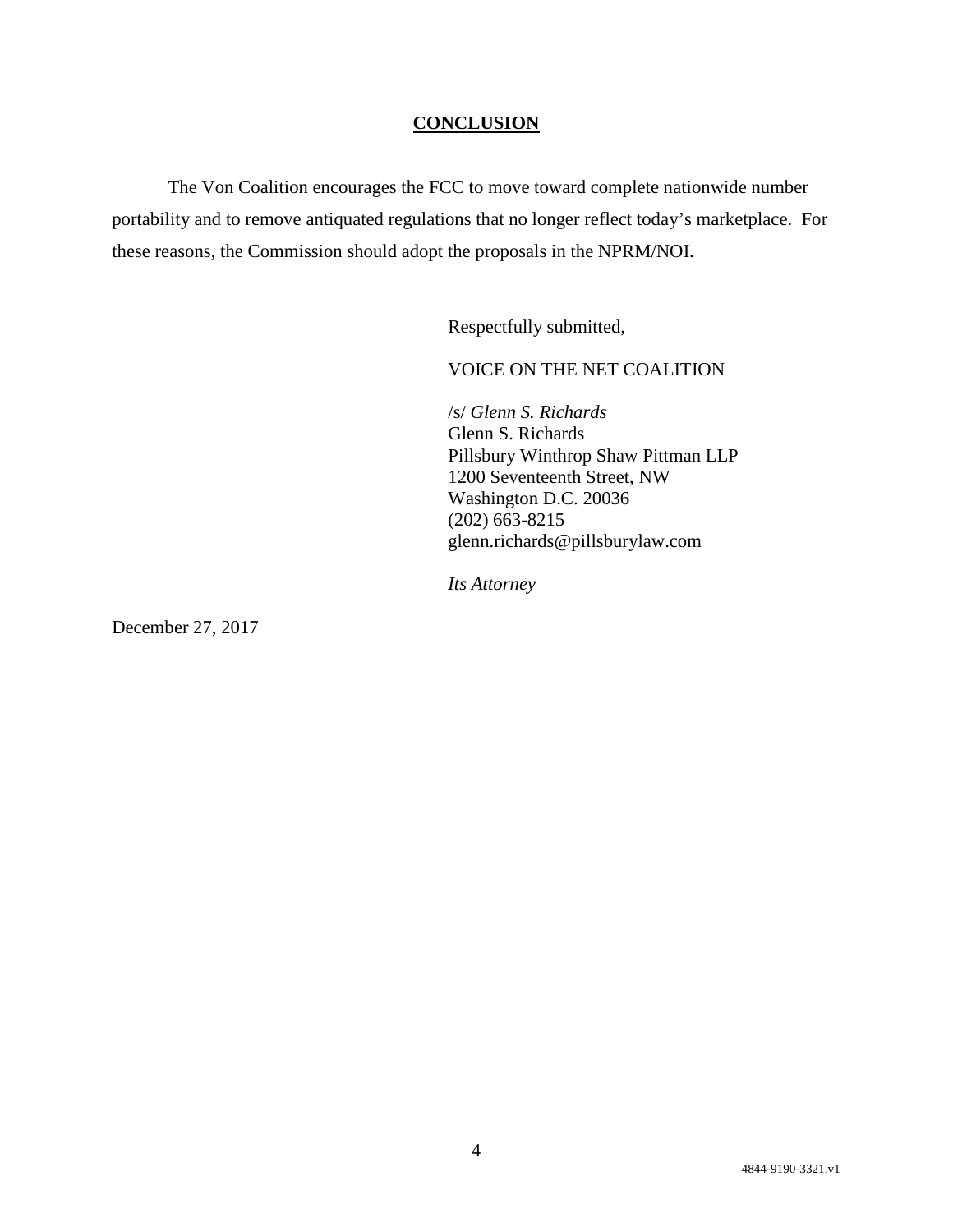## **CONCLUSION**

The Von Coalition encourages the FCC to move toward complete nationwide number portability and to remove antiquated regulations that no longer reflect today's marketplace. For these reasons, the Commission should adopt the proposals in the NPRM/NOI.

Respectfully submitted,

VOICE ON THE NET COALITION

/s/ *Glenn S. Richards*
Glenn S. Richards
Pillsbury Winthrop Shaw Pittman LLP
1200 Seventeenth Street, NW
Washington D.C. 20036
(202) 663-8215
glenn.richards@pillsburylaw.com

*Its Attorney*

December 27, 2017

4844-9190-3321.v1